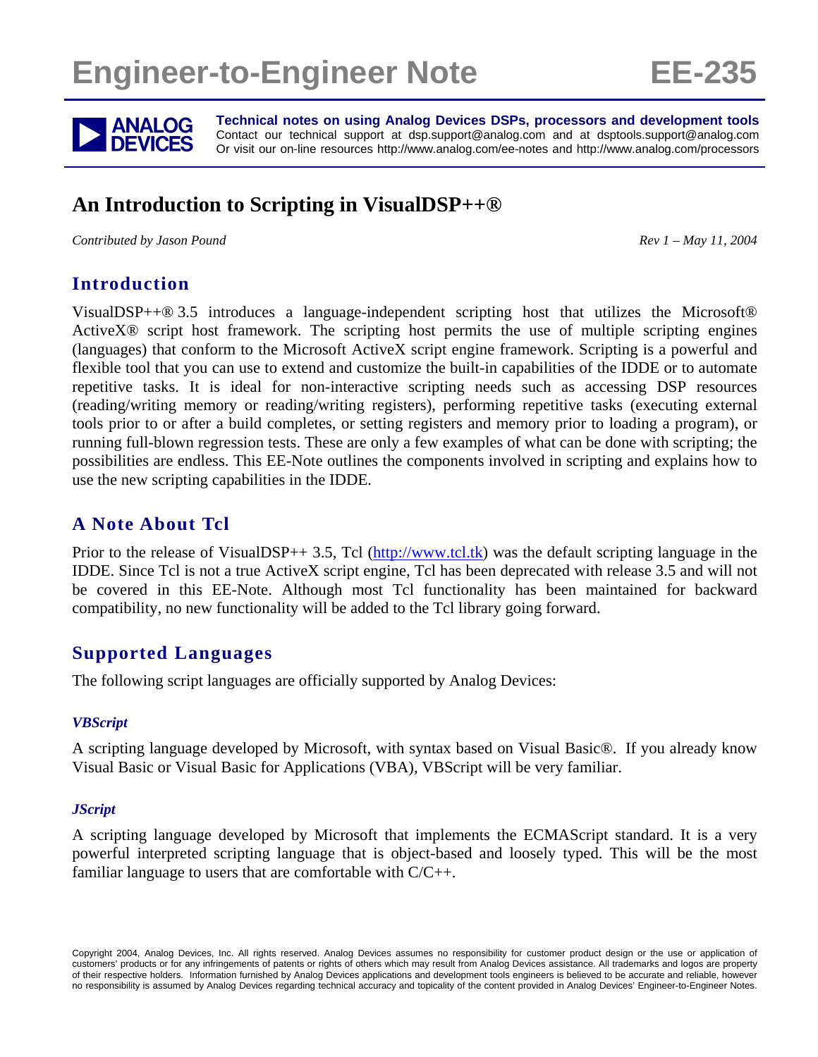# Engineer-to-Engineer Note EE-235

**Technical notes on using Analog Devices DSPs, processors and development tools**
Contact our technical support at dsp.support@analog.com and at dsptools.support@analog.com
Or visit our on-line resources http://www.analog.com/ee-notes and http://www.analog.com/processors

## An Introduction to Scripting in VisualDSP++®

*Contributed by Jason Pound* *Rev 1 – May 11, 2004*

## Introduction

VisualDSP++® 3.5 introduces a language-independent scripting host that utilizes the Microsoft® ActiveX® script host framework. The scripting host permits the use of multiple scripting engines (languages) that conform to the Microsoft ActiveX script engine framework. Scripting is a powerful and flexible tool that you can use to extend and customize the built-in capabilities of the IDDE or to automate repetitive tasks. It is ideal for non-interactive scripting needs such as accessing DSP resources (reading/writing memory or reading/writing registers), performing repetitive tasks (executing external tools prior to or after a build completes, or setting registers and memory prior to loading a program), or running full-blown regression tests. These are only a few examples of what can be done with scripting; the possibilities are endless. This EE-Note outlines the components involved in scripting and explains how to use the new scripting capabilities in the IDDE.

## A Note About Tcl

Prior to the release of VisualDSP++ 3.5, Tcl (http://www.tcl.tk) was the default scripting language in the IDDE. Since Tcl is not a true ActiveX script engine, Tcl has been deprecated with release 3.5 and will not be covered in this EE-Note. Although most Tcl functionality has been maintained for backward compatibility, no new functionality will be added to the Tcl library going forward.

## Supported Languages

The following script languages are officially supported by Analog Devices:

### *VBScript*

A scripting language developed by Microsoft, with syntax based on Visual Basic®. If you already know Visual Basic or Visual Basic for Applications (VBA), VBScript will be very familiar.

### *JScript*

A scripting language developed by Microsoft that implements the ECMAScript standard. It is a very powerful interpreted scripting language that is object-based and loosely typed. This will be the most familiar language to users that are comfortable with C/C++.

Copyright 2004, Analog Devices, Inc. All rights reserved. Analog Devices assumes no responsibility for customer product design or the use or application of customers' products or for any infringements of patents or rights of others which may result from Analog Devices assistance. All trademarks and logos are property of their respective holders. Information furnished by Analog Devices applications and development tools engineers is believed to be accurate and reliable, however no responsibility is assumed by Analog Devices regarding technical accuracy and topicality of the content provided in Analog Devices' Engineer-to-Engineer Notes.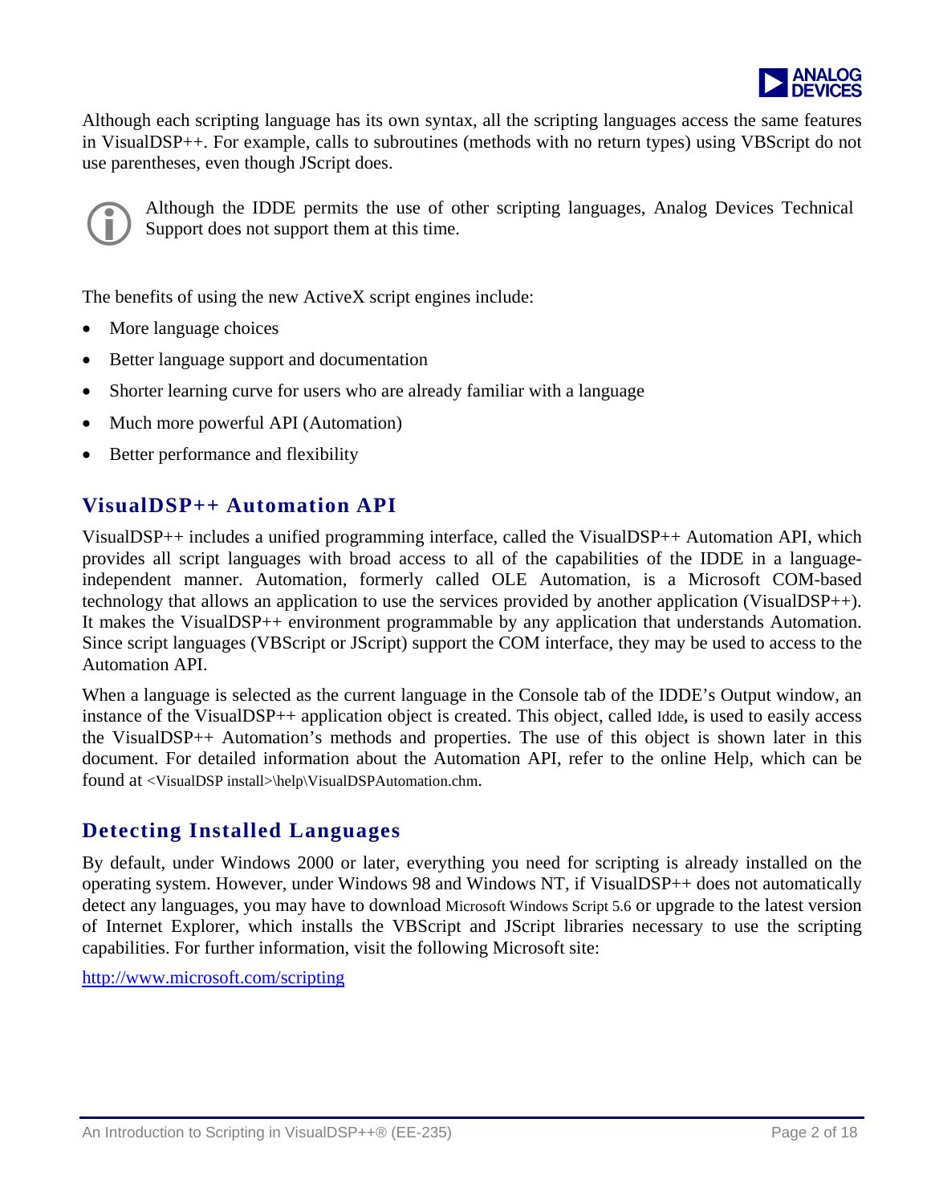Although each scripting language has its own syntax, all the scripting languages access the same features in VisualDSP++. For example, calls to subroutines (methods with no return types) using VBScript do not use parentheses, even though JScript does.

> Although the IDDE permits the use of other scripting languages, Analog Devices Technical Support does not support them at this time.

The benefits of using the new ActiveX script engines include:

- More language choices
- Better language support and documentation
- Shorter learning curve for users who are already familiar with a language
- Much more powerful API (Automation)
- Better performance and flexibility

## VisualDSP++ Automation API

VisualDSP++ includes a unified programming interface, called the VisualDSP++ Automation API, which provides all script languages with broad access to all of the capabilities of the IDDE in a language-independent manner. Automation, formerly called OLE Automation, is a Microsoft COM-based technology that allows an application to use the services provided by another application (VisualDSP++). It makes the VisualDSP++ environment programmable by any application that understands Automation. Since script languages (VBScript or JScript) support the COM interface, they may be used to access to the Automation API.

When a language is selected as the current language in the Console tab of the IDDE's Output window, an instance of the VisualDSP++ application object is created. This object, called `Idde`, is used to easily access the VisualDSP++ Automation's methods and properties. The use of this object is shown later in this document. For detailed information about the Automation API, refer to the online Help, which can be found at `<VisualDSP install>\help\VisualDSPAutomation.chm`.

## Detecting Installed Languages

By default, under Windows 2000 or later, everything you need for scripting is already installed on the operating system. However, under Windows 98 and Windows NT, if VisualDSP++ does not automatically detect any languages, you may have to download Microsoft Windows Script 5.6 or upgrade to the latest version of Internet Explorer, which installs the VBScript and JScript libraries necessary to use the scripting capabilities. For further information, visit the following Microsoft site:

http://www.microsoft.com/scripting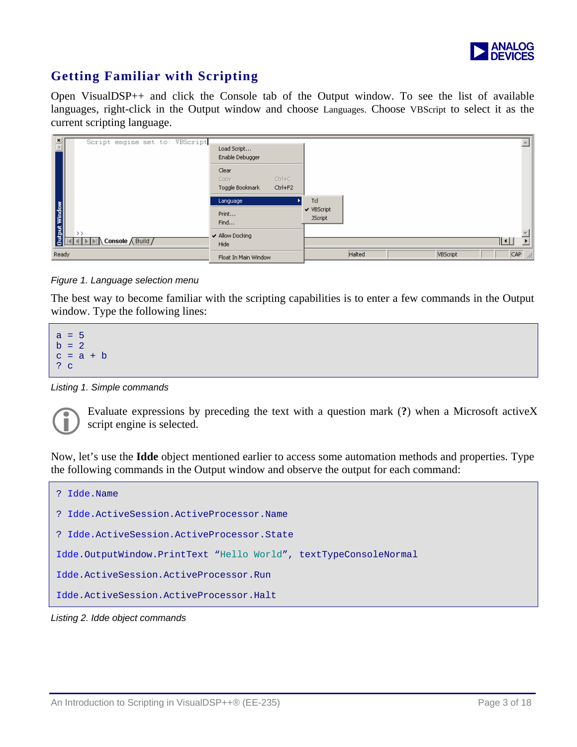## Getting Familiar with Scripting

Open VisualDSP++ and click the Console tab of the Output window. To see the list of available languages, right-click in the Output window and choose Languages. Choose VBScript to select it as the current scripting language.

*Figure 1. Language selection menu*

The best way to become familiar with the scripting capabilities is to enter a few commands in the Output window. Type the following lines:

```
a = 5
b = 2
c = a + b
? c
```

*Listing 1. Simple commands*

Evaluate expressions by preceding the text with a question mark (**?**) when a Microsoft activeX script engine is selected.

Now, let's use the **Idde** object mentioned earlier to access some automation methods and properties. Type the following commands in the Output window and observe the output for each command:

```
? Idde.Name

? Idde.ActiveSession.ActiveProcessor.Name

? Idde.ActiveSession.ActiveProcessor.State

Idde.OutputWindow.PrintText "Hello World", textTypeConsoleNormal

Idde.ActiveSession.ActiveProcessor.Run

Idde.ActiveSession.ActiveProcessor.Halt
```

*Listing 2. Idde object commands*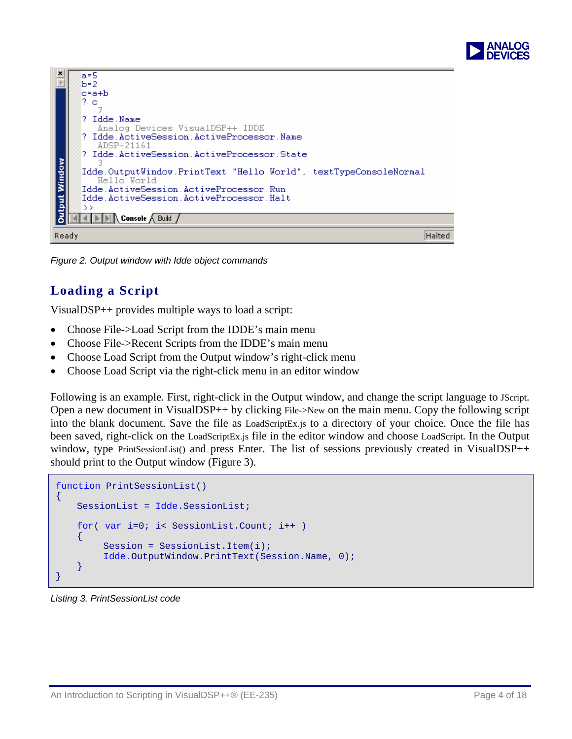Figure 2. Output window with Idde object commands

## Loading a Script

VisualDSP++ provides multiple ways to load a script:

- Choose File->Load Script from the IDDE's main menu
- Choose File->Recent Scripts from the IDDE's main menu
- Choose Load Script from the Output window's right-click menu
- Choose Load Script via the right-click menu in an editor window

Following is an example. First, right-click in the Output window, and change the script language to JScript. Open a new document in VisualDSP++ by clicking File->New on the main menu. Copy the following script into the blank document. Save the file as LoadScriptEx.js to a directory of your choice. Once the file has been saved, right-click on the LoadScriptEx.js file in the editor window and choose LoadScript. In the Output window, type PrintSessionList() and press Enter. The list of sessions previously created in VisualDSP++ should print to the Output window (Figure 3).

```
function PrintSessionList()
{
    SessionList = Idde.SessionList;

    for( var i=0; i< SessionList.Count; i++ )
    {
        Session = SessionList.Item(i);
        Idde.OutputWindow.PrintText(Session.Name, 0);
    }
}
```

*Listing 3. PrintSessionList code*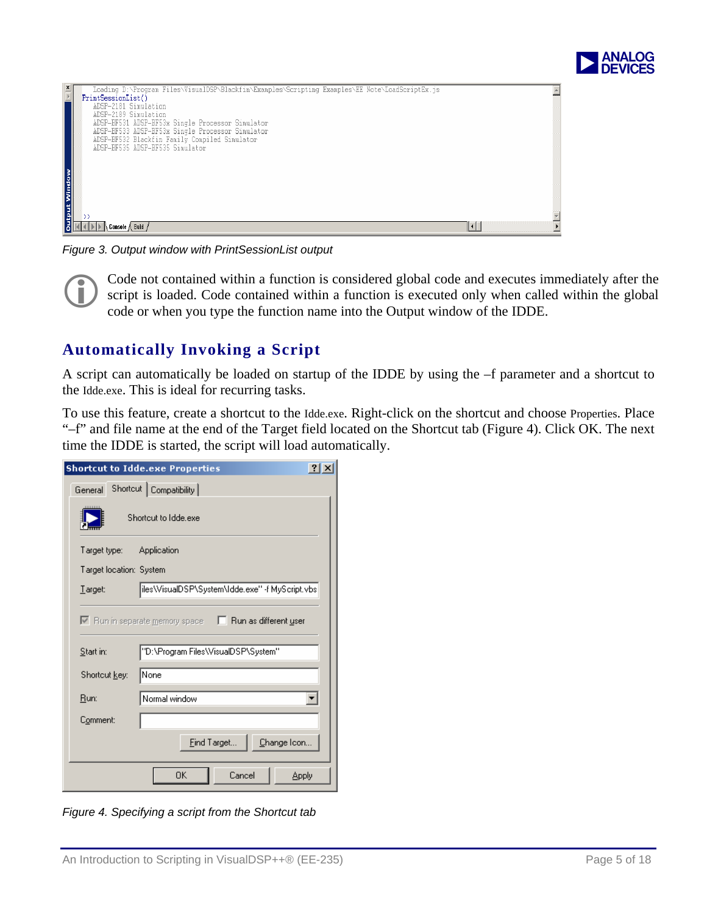Figure 3. Output window with PrintSessionList output

Code not contained within a function is considered global code and executes immediately after the script is loaded. Code contained within a function is executed only when called within the global code or when you type the function name into the Output window of the IDDE.

## Automatically Invoking a Script

A script can automatically be loaded on startup of the IDDE by using the –f parameter and a shortcut to the Idde.exe. This is ideal for recurring tasks.

To use this feature, create a shortcut to the Idde.exe. Right-click on the shortcut and choose Properties. Place "–f" and file name at the end of the Target field located on the Shortcut tab (Figure 4). Click OK. The next time the IDDE is started, the script will load automatically.

Figure 4. Specifying a script from the Shortcut tab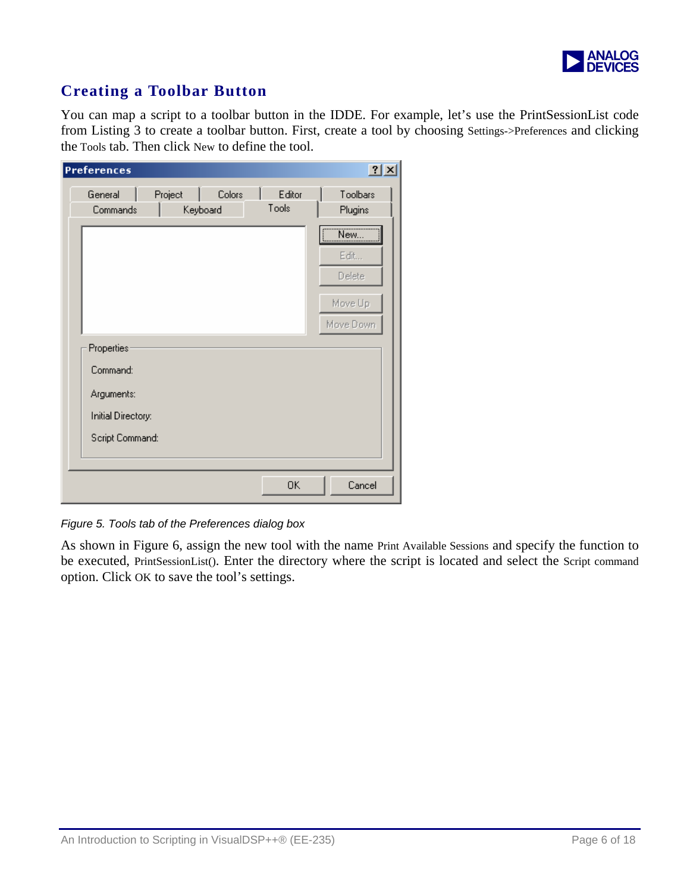## Creating a Toolbar Button

You can map a script to a toolbar button in the IDDE. For example, let's use the PrintSessionList code from Listing 3 to create a toolbar button. First, create a tool by choosing Settings->Preferences and clicking the Tools tab. Then click New to define the tool.

*Figure 5. Tools tab of the Preferences dialog box*

As shown in Figure 6, assign the new tool with the name Print Available Sessions and specify the function to be executed, PrintSessionList(). Enter the directory where the script is located and select the Script command option. Click OK to save the tool's settings.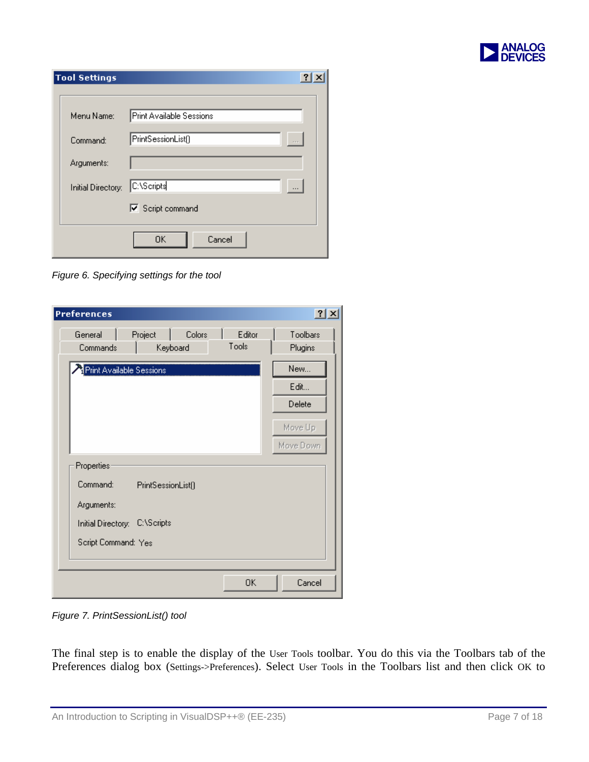*Figure 6. Specifying settings for the tool*

*Figure 7. PrintSessionList() tool*

The final step is to enable the display of the User Tools toolbar. You do this via the Toolbars tab of the Preferences dialog box (Settings->Preferences). Select User Tools in the Toolbars list and then click OK to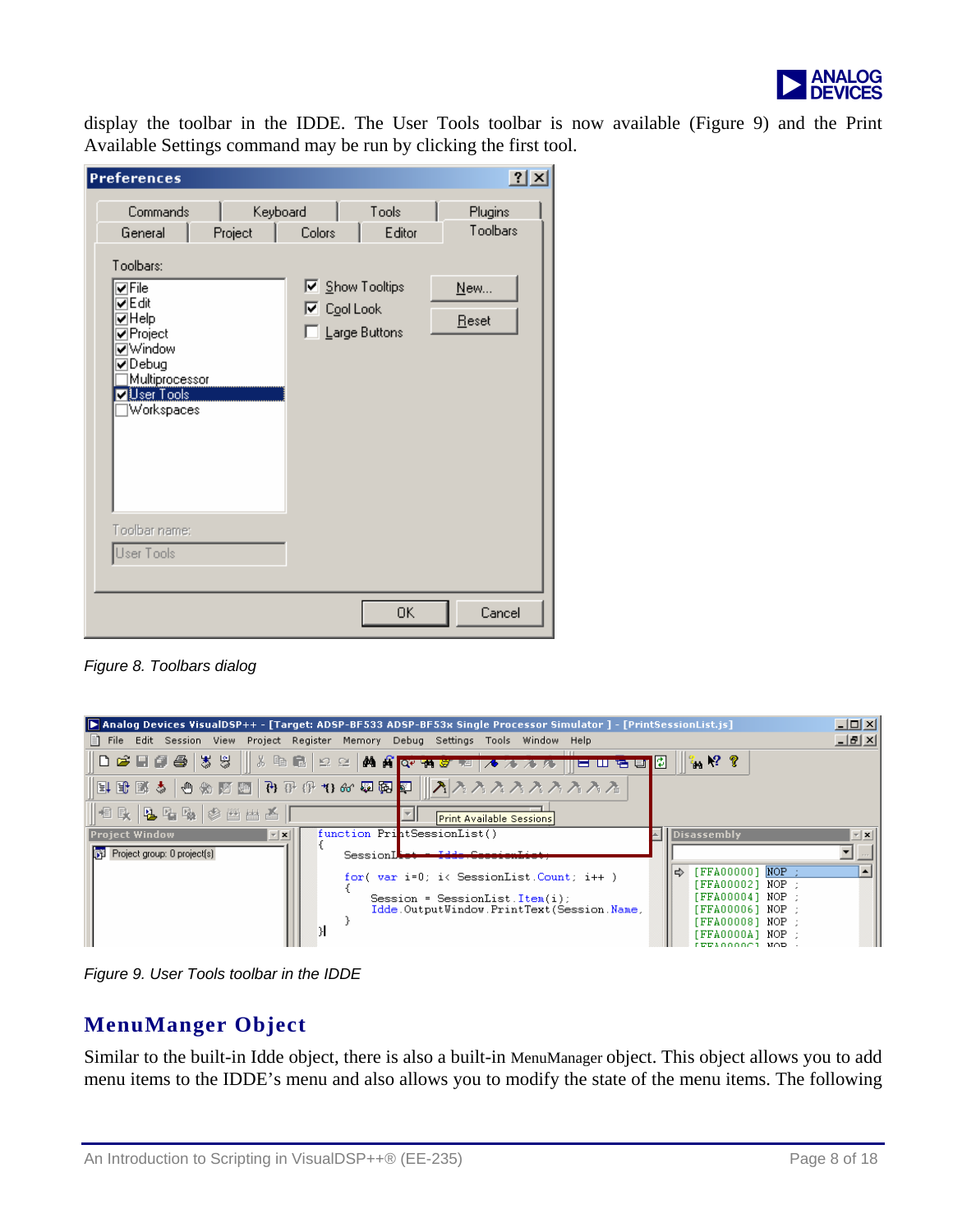display the toolbar in the IDDE. The User Tools toolbar is now available (Figure 9) and the Print Available Settings command may be run by clicking the first tool.

*Figure 8. Toolbars dialog*

*Figure 9. User Tools toolbar in the IDDE*

## MenuManger Object

Similar to the built-in Idde object, there is also a built-in MenuManager object. This object allows you to add menu items to the IDDE's menu and also allows you to modify the state of the menu items. The following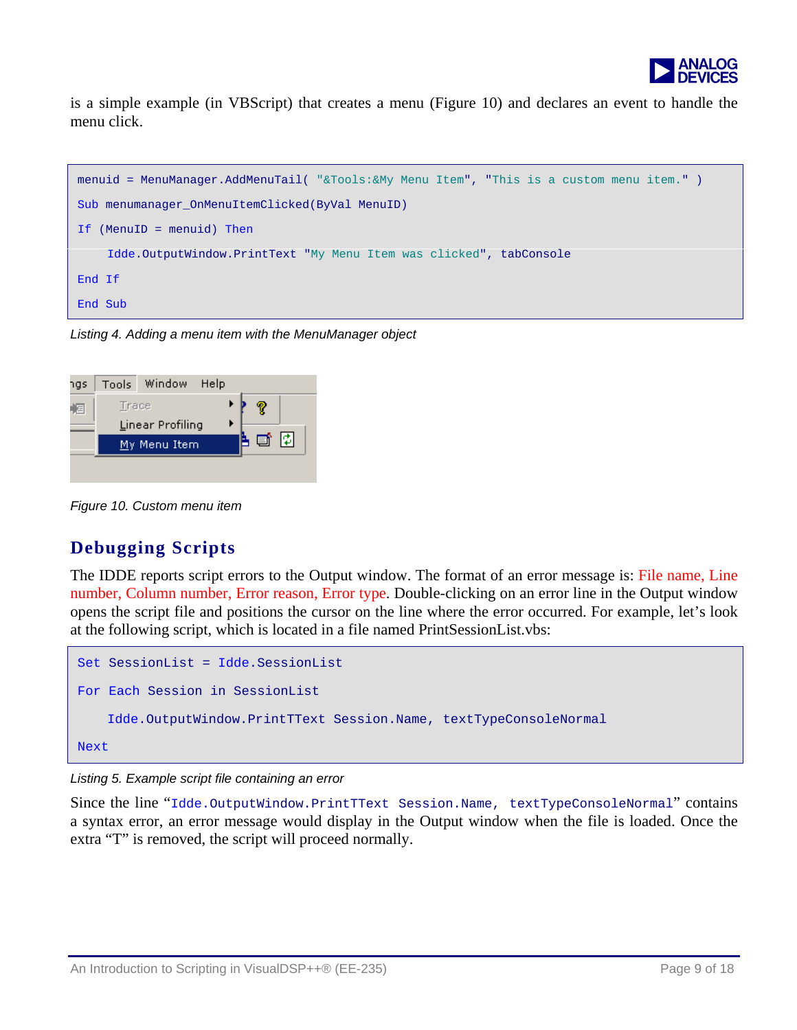is a simple example (in VBScript) that creates a menu (Figure 10) and declares an event to handle the menu click.

```
menuid = MenuManager.AddMenuTail( "&Tools:&My Menu Item", "This is a custom menu item." )
Sub menumanager_OnMenuItemClicked(ByVal MenuID)
If (MenuID = menuid) Then
    Idde.OutputWindow.PrintText "My Menu Item was clicked", tabConsole
End If
End Sub
```

*Listing 4. Adding a menu item with the MenuManager object*

*Figure 10. Custom menu item*

## Debugging Scripts

The IDDE reports script errors to the Output window. The format of an error message is: File name, Line number, Column number, Error reason, Error type. Double-clicking on an error line in the Output window opens the script file and positions the cursor on the line where the error occurred. For example, let's look at the following script, which is located in a file named PrintSessionList.vbs:

```
Set SessionList = Idde.SessionList
For Each Session in SessionList
    Idde.OutputWindow.PrintTText Session.Name, textTypeConsoleNormal
Next
```

*Listing 5. Example script file containing an error*

Since the line "`Idde.OutputWindow.PrintTText Session.Name, textTypeConsoleNormal`" contains a syntax error, an error message would display in the Output window when the file is loaded. Once the extra "T" is removed, the script will proceed normally.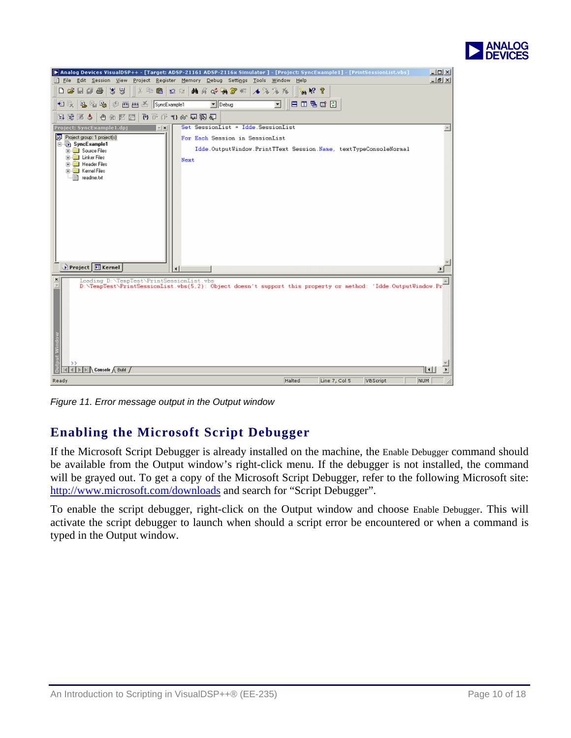*Figure 11. Error message output in the Output window*

## Enabling the Microsoft Script Debugger

If the Microsoft Script Debugger is already installed on the machine, the Enable Debugger command should be available from the Output window's right-click menu. If the debugger is not installed, the command will be grayed out. To get a copy of the Microsoft Script Debugger, refer to the following Microsoft site: http://www.microsoft.com/downloads and search for "Script Debugger".

To enable the script debugger, right-click on the Output window and choose Enable Debugger. This will activate the script debugger to launch when should a script error be encountered or when a command is typed in the Output window.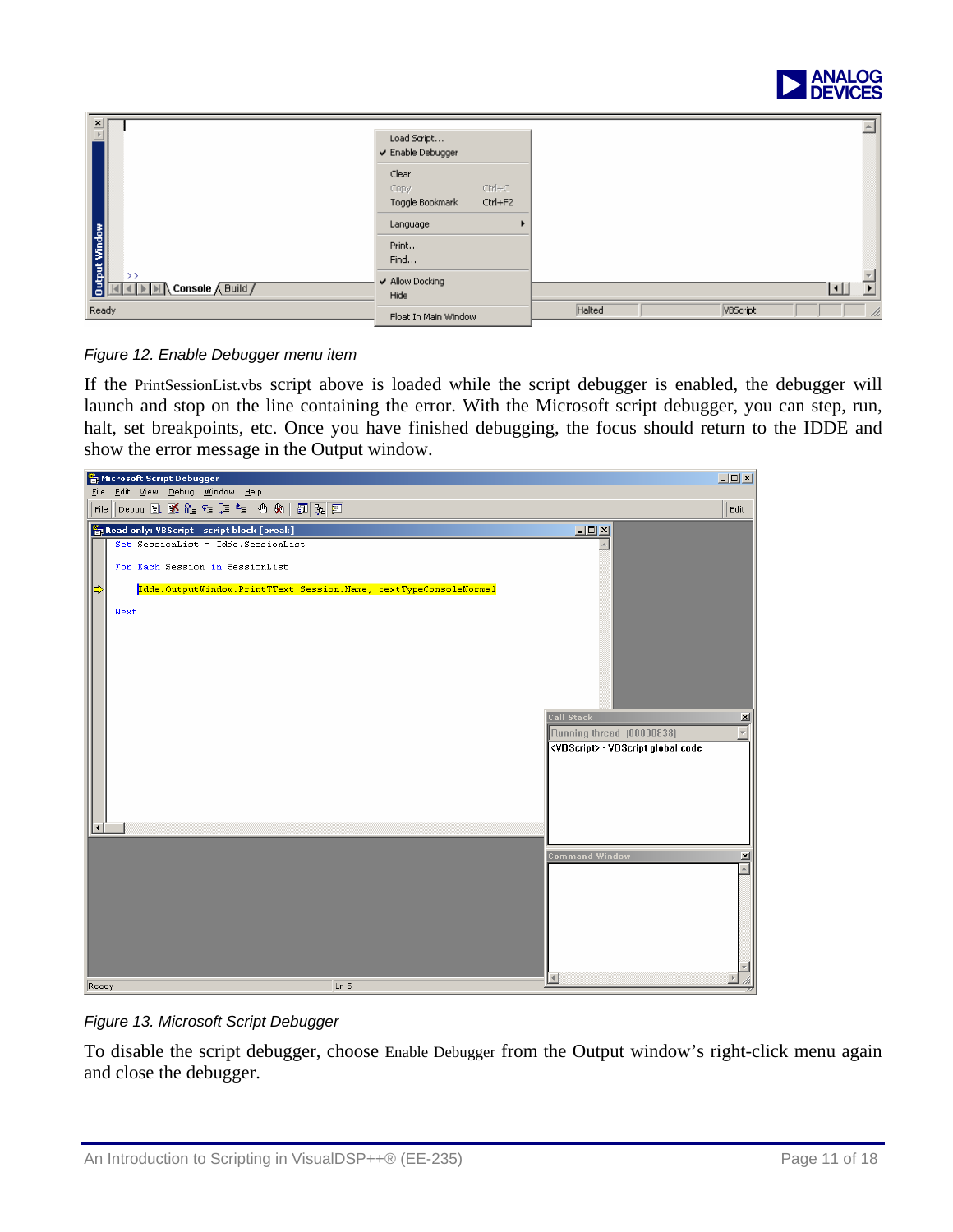*Figure 12. Enable Debugger menu item*

If the PrintSessionList.vbs script above is loaded while the script debugger is enabled, the debugger will launch and stop on the line containing the error. With the Microsoft script debugger, you can step, run, halt, set breakpoints, etc. Once you have finished debugging, the focus should return to the IDDE and show the error message in the Output window.

*Figure 13. Microsoft Script Debugger*

To disable the script debugger, choose Enable Debugger from the Output window's right-click menu again and close the debugger.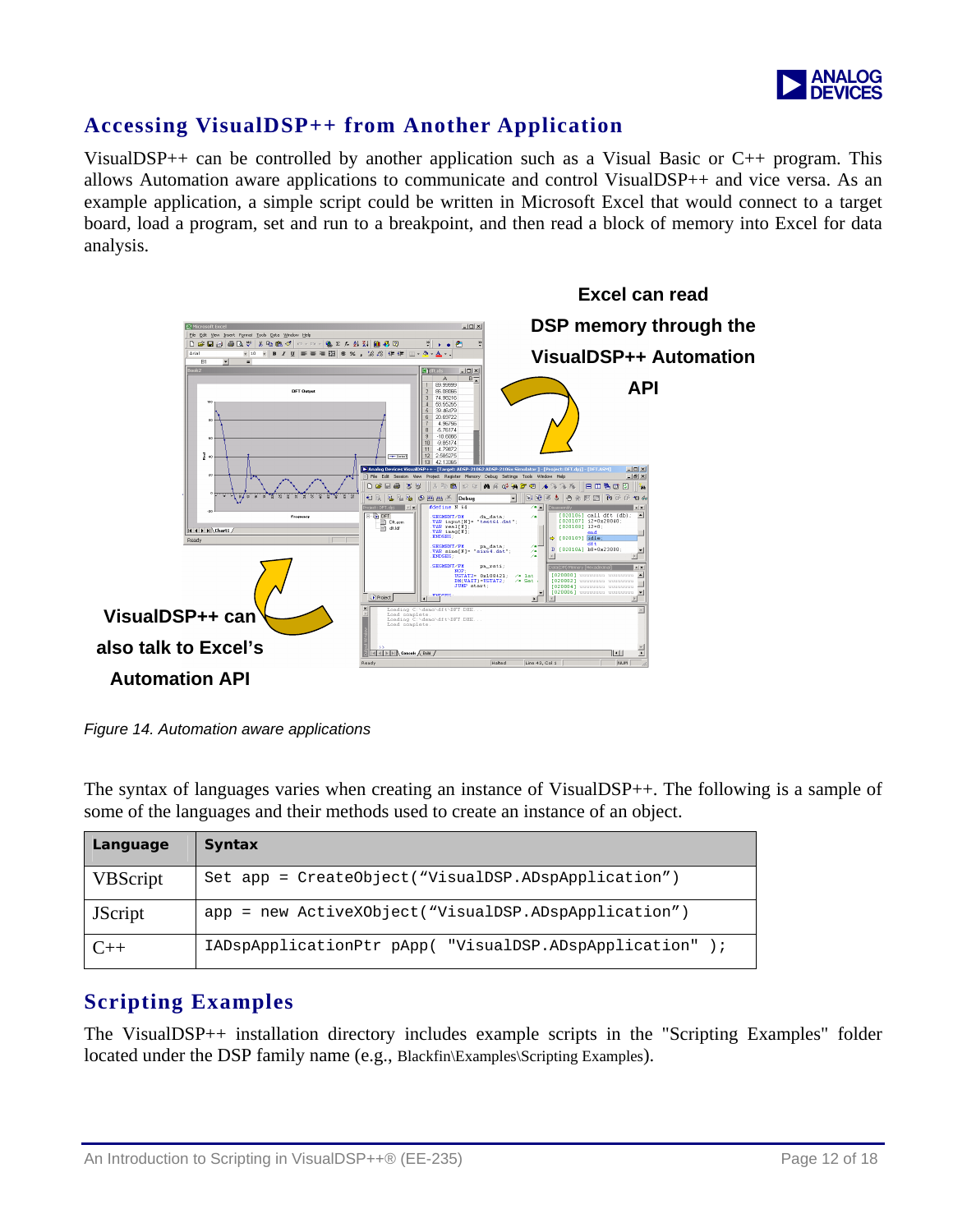## Accessing VisualDSP++ from Another Application

VisualDSP++ can be controlled by another application such as a Visual Basic or C++ program. This allows Automation aware applications to communicate and control VisualDSP++ and vice versa. As an example application, a simple script could be written in Microsoft Excel that would connect to a target board, load a program, set and run to a breakpoint, and then read a block of memory into Excel for data analysis.

**Excel can read DSP memory through the VisualDSP++ Automation API**

**VisualDSP++ can also talk to Excel's Automation API**

*Figure 14. Automation aware applications*

The syntax of languages varies when creating an instance of VisualDSP++. The following is a sample of some of the languages and their methods used to create an instance of an object.

| Language | Syntax |
|---|---|
| VBScript | `Set app = CreateObject("VisualDSP.ADspApplication")` |
| JScript | `app = new ActiveXObject("VisualDSP.ADspApplication")` |
| C++ | `IADspApplicationPtr pApp( "VisualDSP.ADspApplication" );` |

## Scripting Examples

The VisualDSP++ installation directory includes example scripts in the "Scripting Examples" folder located under the DSP family name (e.g., Blackfin\Examples\Scripting Examples).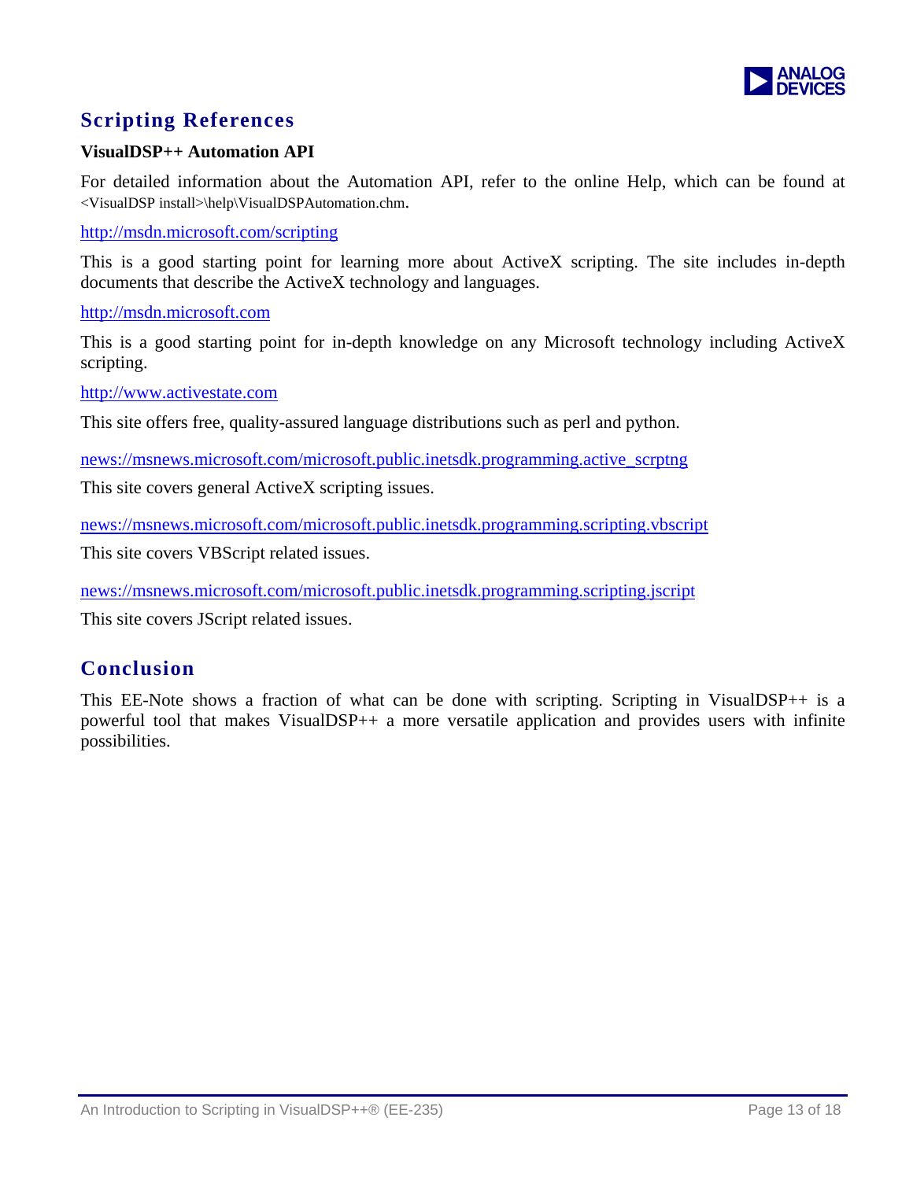## Scripting References

### VisualDSP++ Automation API

For detailed information about the Automation API, refer to the online Help, which can be found at <VisualDSP install>\help\VisualDSPAutomation.chm.

http://msdn.microsoft.com/scripting

This is a good starting point for learning more about ActiveX scripting. The site includes in-depth documents that describe the ActiveX technology and languages.

http://msdn.microsoft.com

This is a good starting point for in-depth knowledge on any Microsoft technology including ActiveX scripting.

http://www.activestate.com

This site offers free, quality-assured language distributions such as perl and python.

news://msnews.microsoft.com/microsoft.public.inetsdk.programming.active_scrptng

This site covers general ActiveX scripting issues.

news://msnews.microsoft.com/microsoft.public.inetsdk.programming.scripting.vbscript

This site covers VBScript related issues.

news://msnews.microsoft.com/microsoft.public.inetsdk.programming.scripting.jscript

This site covers JScript related issues.

## Conclusion

This EE-Note shows a fraction of what can be done with scripting. Scripting in VisualDSP++ is a powerful tool that makes VisualDSP++ a more versatile application and provides users with infinite possibilities.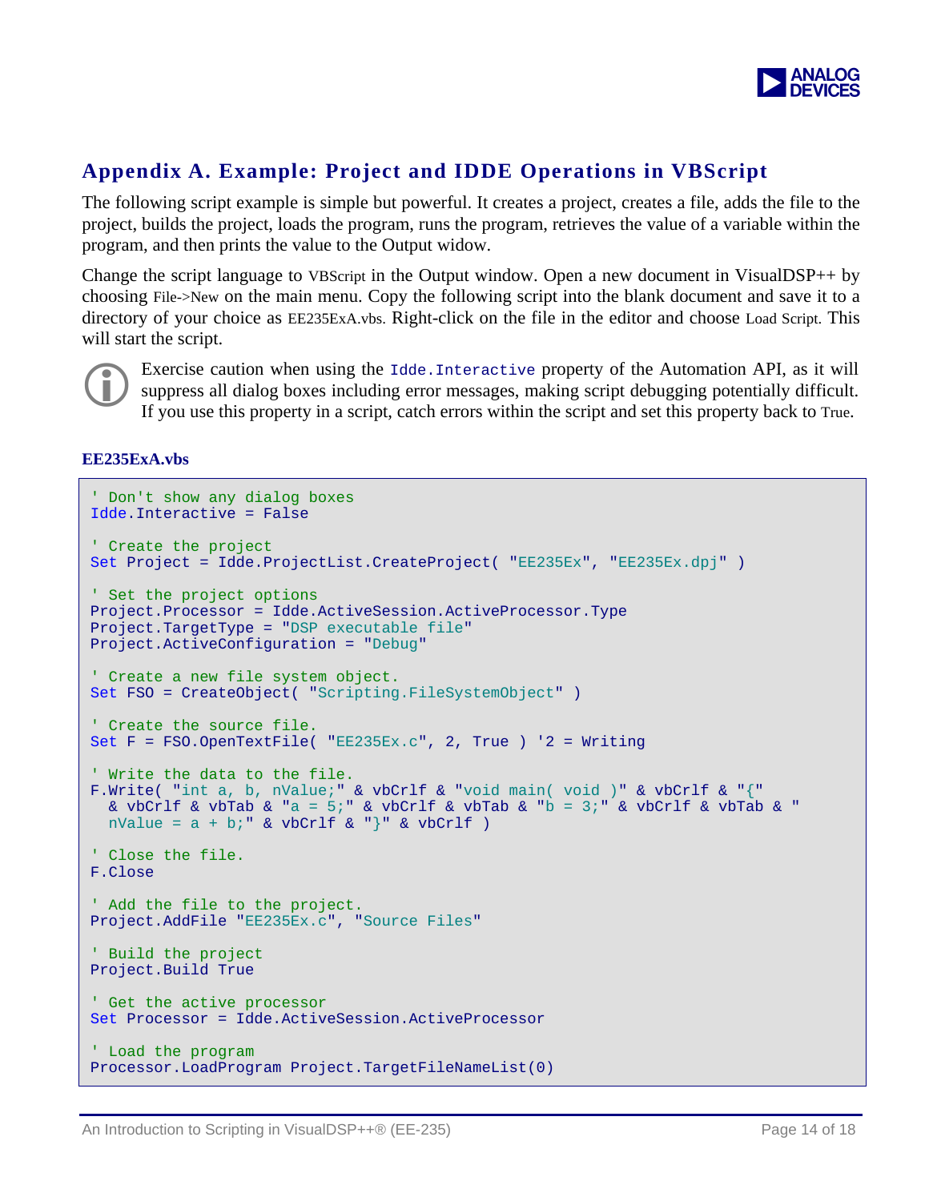## Appendix A. Example: Project and IDDE Operations in VBScript

The following script example is simple but powerful. It creates a project, creates a file, adds the file to the project, builds the project, loads the program, runs the program, retrieves the value of a variable within the program, and then prints the value to the Output widow.

Change the script language to VBScript in the Output window. Open a new document in VisualDSP++ by choosing File->New on the main menu. Copy the following script into the blank document and save it to a directory of your choice as EE235ExA.vbs. Right-click on the file in the editor and choose Load Script. This will start the script.

Exercise caution when using the `Idde.Interactive` property of the Automation API, as it will suppress all dialog boxes including error messages, making script debugging potentially difficult. If you use this property in a script, catch errors within the script and set this property back to True.

**EE235ExA.vbs**

```
' Don't show any dialog boxes
Idde.Interactive = False

' Create the project
Set Project = Idde.ProjectList.CreateProject( "EE235Ex", "EE235Ex.dpj" )

' Set the project options
Project.Processor = Idde.ActiveSession.ActiveProcessor.Type
Project.TargetType = "DSP executable file"
Project.ActiveConfiguration = "Debug"

' Create a new file system object.
Set FSO = CreateObject( "Scripting.FileSystemObject" )

' Create the source file.
Set F = FSO.OpenTextFile( "EE235Ex.c", 2, True ) '2 = Writing

' Write the data to the file.
F.Write( "int a, b, nValue;" & vbCrlf & "void main( void )" & vbCrlf & "{"
  & vbCrlf & vbTab & "a = 5;" & vbCrlf & vbTab & "b = 3;" & vbCrlf & vbTab & "
  nValue = a + b;" & vbCrlf & "}" & vbCrlf )

' Close the file.
F.Close

' Add the file to the project.
Project.AddFile "EE235Ex.c", "Source Files"

' Build the project
Project.Build True

' Get the active processor
Set Processor = Idde.ActiveSession.ActiveProcessor

' Load the program
Processor.LoadProgram Project.TargetFileNameList(0)
```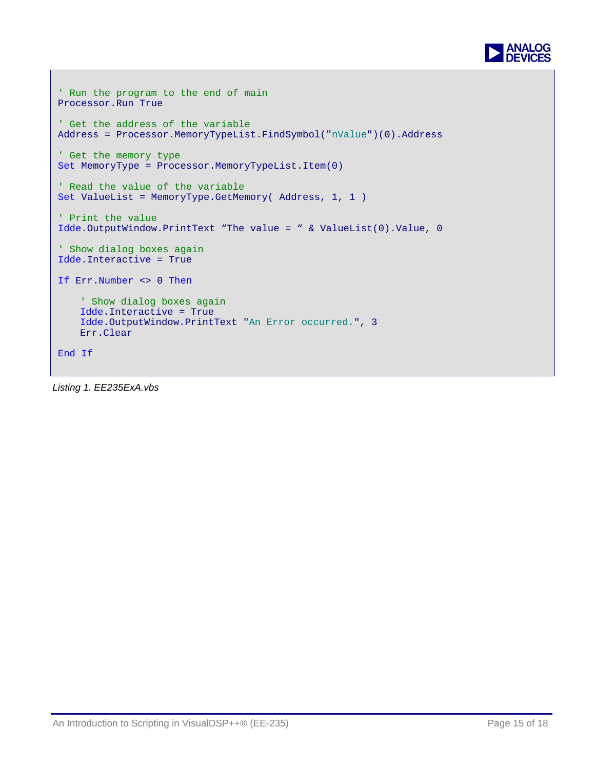```
' Run the program to the end of main
Processor.Run True

' Get the address of the variable
Address = Processor.MemoryTypeList.FindSymbol("nValue")(0).Address

' Get the memory type
Set MemoryType = Processor.MemoryTypeList.Item(0)

' Read the value of the variable
Set ValueList = MemoryType.GetMemory( Address, 1, 1 )

' Print the value
Idde.OutputWindow.PrintText "The value = " & ValueList(0).Value, 0

' Show dialog boxes again
Idde.Interactive = True

If Err.Number <> 0 Then

    ' Show dialog boxes again
    Idde.Interactive = True
    Idde.OutputWindow.PrintText "An Error occurred.", 3
    Err.Clear

End If
```

*Listing 1. EE235ExA.vbs*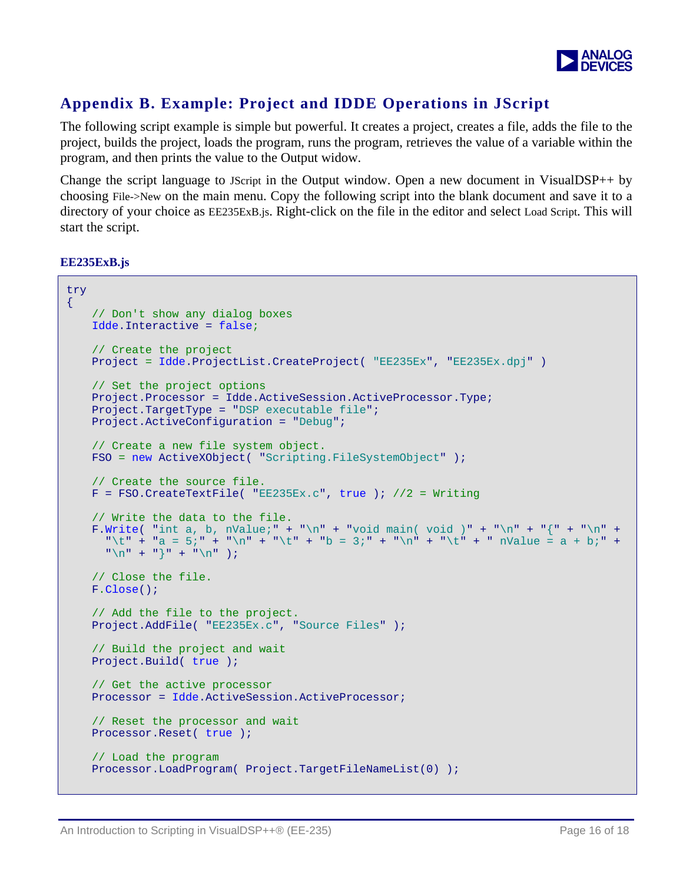## Appendix B. Example: Project and IDDE Operations in JScript

The following script example is simple but powerful. It creates a project, creates a file, adds the file to the project, builds the project, loads the program, runs the program, retrieves the value of a variable within the program, and then prints the value to the Output widow.

Change the script language to JScript in the Output window. Open a new document in VisualDSP++ by choosing File->New on the main menu. Copy the following script into the blank document and save it to a directory of your choice as EE235ExB.js. Right-click on the file in the editor and select Load Script. This will start the script.

**EE235ExB.js**

```
try
{
    // Don't show any dialog boxes
    Idde.Interactive = false;

    // Create the project
    Project = Idde.ProjectList.CreateProject( "EE235Ex", "EE235Ex.dpj" )

    // Set the project options
    Project.Processor = Idde.ActiveSession.ActiveProcessor.Type;
    Project.TargetType = "DSP executable file";
    Project.ActiveConfiguration = "Debug";

    // Create a new file system object.
    FSO = new ActiveXObject( "Scripting.FileSystemObject" );

    // Create the source file.
    F = FSO.CreateTextFile( "EE235Ex.c", true ); //2 = Writing

    // Write the data to the file.
    F.Write( "int a, b, nValue;" + "\n" + "void main( void )" + "\n" + "{" + "\n" +
      "\t" + "a = 5;" + "\n" + "\t" + "b = 3;" + "\n" + "\t" + " nValue = a + b;" +
      "\n" + "}" + "\n" );

    // Close the file.
    F.Close();

    // Add the file to the project.
    Project.AddFile( "EE235Ex.c", "Source Files" );

    // Build the project and wait
    Project.Build( true );

    // Get the active processor
    Processor = Idde.ActiveSession.ActiveProcessor;

    // Reset the processor and wait
    Processor.Reset( true );

    // Load the program
    Processor.LoadProgram( Project.TargetFileNameList(0) );
```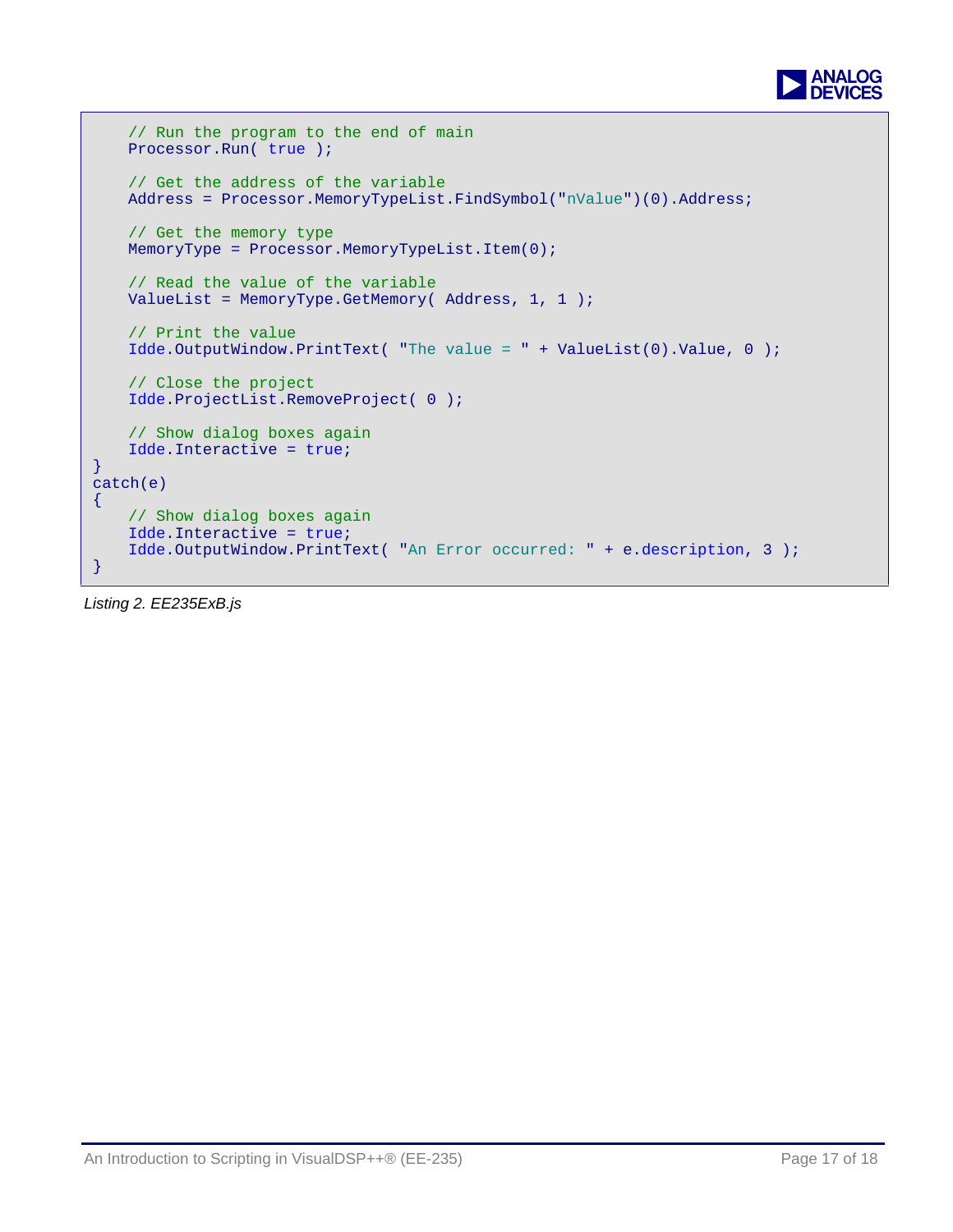```
    // Run the program to the end of main
    Processor.Run( true );

    // Get the address of the variable
    Address = Processor.MemoryTypeList.FindSymbol("nValue")(0).Address;

    // Get the memory type
    MemoryType = Processor.MemoryTypeList.Item(0);

    // Read the value of the variable
    ValueList = MemoryType.GetMemory( Address, 1, 1 );

    // Print the value
    Idde.OutputWindow.PrintText( "The value = " + ValueList(0).Value, 0 );

    // Close the project
    Idde.ProjectList.RemoveProject( 0 );

    // Show dialog boxes again
    Idde.Interactive = true;
}
catch(e)
{
    // Show dialog boxes again
    Idde.Interactive = true;
    Idde.OutputWindow.PrintText( "An Error occurred: " + e.description, 3 );
}
```

*Listing 2. EE235ExB.js*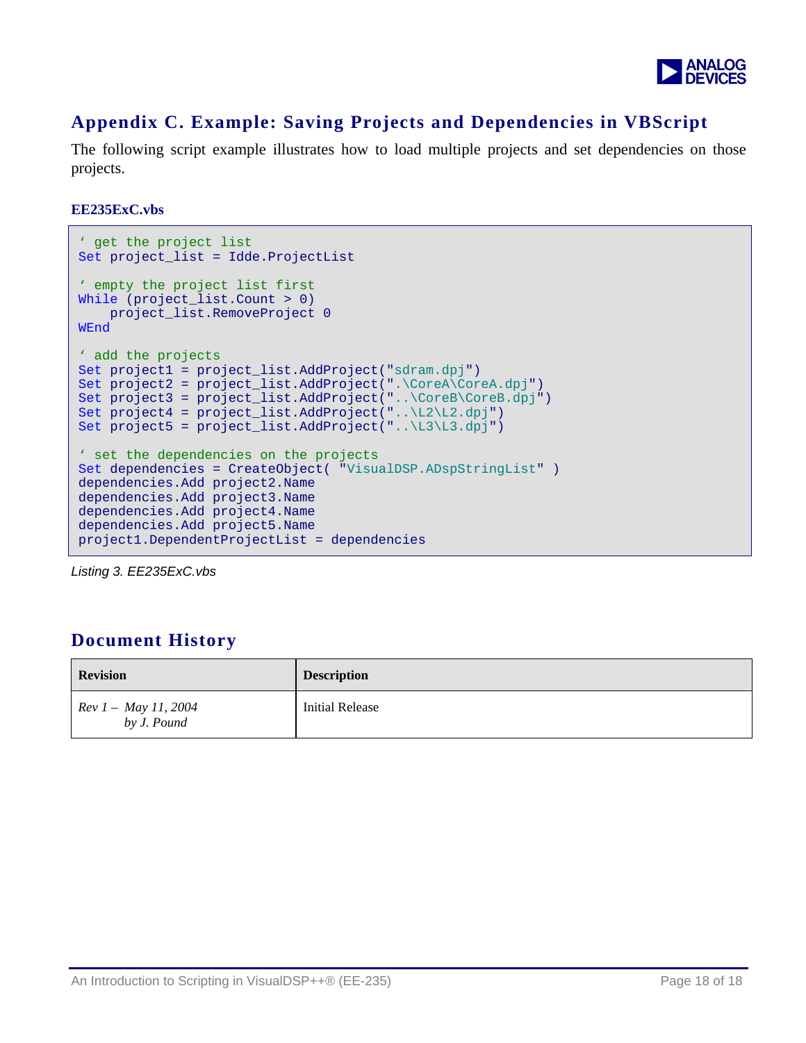## Appendix C. Example: Saving Projects and Dependencies in VBScript

The following script example illustrates how to load multiple projects and set dependencies on those projects.

**EE235ExC.vbs**

```
' get the project list
Set project_list = Idde.ProjectList

' empty the project list first
While (project_list.Count > 0)
    project_list.RemoveProject 0
WEnd

' add the projects
Set project1 = project_list.AddProject("sdram.dpj")
Set project2 = project_list.AddProject(".\CoreA\CoreA.dpj")
Set project3 = project_list.AddProject("..\CoreB\CoreB.dpj")
Set project4 = project_list.AddProject("..\L2\L2.dpj")
Set project5 = project_list.AddProject("..\L3\L3.dpj")

' set the dependencies on the projects
Set dependencies = CreateObject( "VisualDSP.ADspStringList" )
dependencies.Add project2.Name
dependencies.Add project3.Name
dependencies.Add project4.Name
dependencies.Add project5.Name
project1.DependentProjectList = dependencies
```

*Listing 3. EE235ExC.vbs*

## Document History

| Revision | Description |
| --- | --- |
| *Rev 1 – May 11, 2004 by J. Pound* | Initial Release |